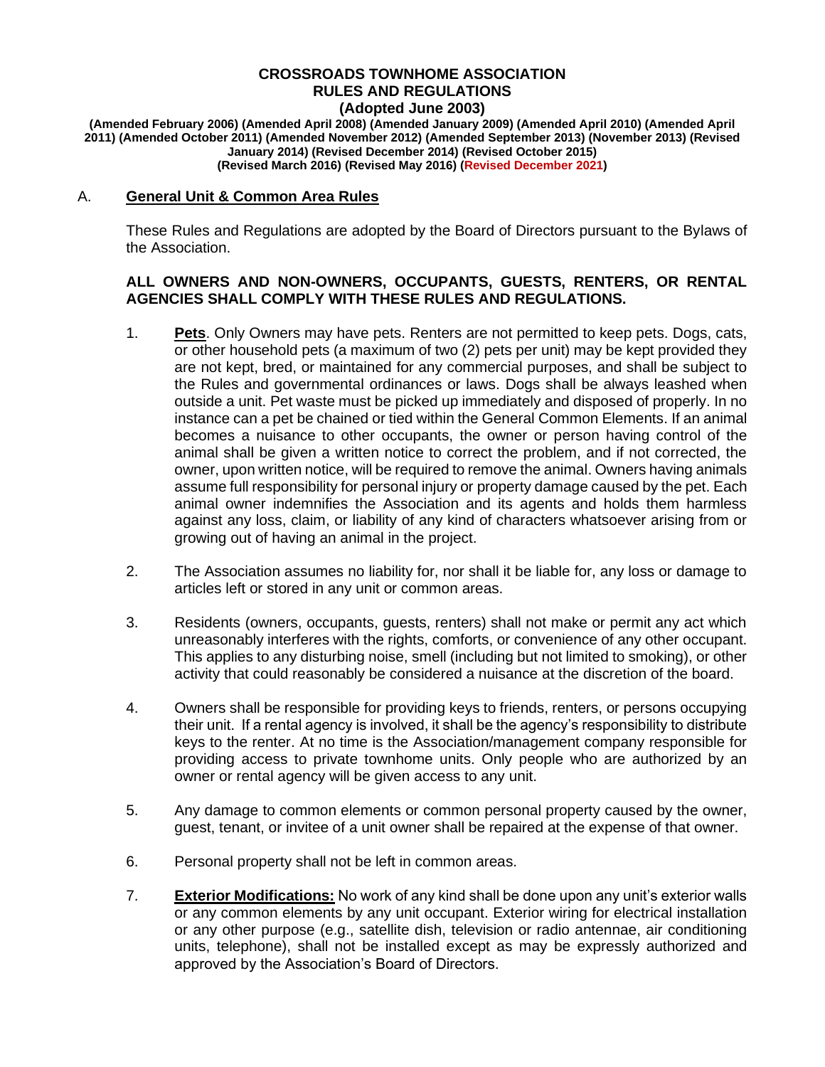# CROSSROADS TOWNHOME ASSOCIATION
# RULES AND REGULATIONS
## (Adopted June 2003)

**(Amended February 2006) (Amended April 2008) (Amended January 2009) (Amended April 2010) (Amended April 2011) (Amended October 2011) (Amended November 2012) (Amended September 2013) (November 2013) (Revised January 2014) (Revised December 2014) (Revised October 2015) (Revised March 2016) (Revised May 2016) (Revised December 2021)**

## A. General Unit & Common Area Rules

These Rules and Regulations are adopted by the Board of Directors pursuant to the Bylaws of the Association.

**ALL OWNERS AND NON-OWNERS, OCCUPANTS, GUESTS, RENTERS, OR RENTAL AGENCIES SHALL COMPLY WITH THESE RULES AND REGULATIONS.**

1. **Pets**. Only Owners may have pets. Renters are not permitted to keep pets. Dogs, cats, or other household pets (a maximum of two (2) pets per unit) may be kept provided they are not kept, bred, or maintained for any commercial purposes, and shall be subject to the Rules and governmental ordinances or laws. Dogs shall be always leashed when outside a unit. Pet waste must be picked up immediately and disposed of properly. In no instance can a pet be chained or tied within the General Common Elements. If an animal becomes a nuisance to other occupants, the owner or person having control of the animal shall be given a written notice to correct the problem, and if not corrected, the owner, upon written notice, will be required to remove the animal. Owners having animals assume full responsibility for personal injury or property damage caused by the pet. Each animal owner indemnifies the Association and its agents and holds them harmless against any loss, claim, or liability of any kind of characters whatsoever arising from or growing out of having an animal in the project.

2. The Association assumes no liability for, nor shall it be liable for, any loss or damage to articles left or stored in any unit or common areas.

3. Residents (owners, occupants, guests, renters) shall not make or permit any act which unreasonably interferes with the rights, comforts, or convenience of any other occupant. This applies to any disturbing noise, smell (including but not limited to smoking), or other activity that could reasonably be considered a nuisance at the discretion of the board.

4. Owners shall be responsible for providing keys to friends, renters, or persons occupying their unit. If a rental agency is involved, it shall be the agency's responsibility to distribute keys to the renter. At no time is the Association/management company responsible for providing access to private townhome units. Only people who are authorized by an owner or rental agency will be given access to any unit.

5. Any damage to common elements or common personal property caused by the owner, guest, tenant, or invitee of a unit owner shall be repaired at the expense of that owner.

6. Personal property shall not be left in common areas.

7. **Exterior Modifications:** No work of any kind shall be done upon any unit's exterior walls or any common elements by any unit occupant. Exterior wiring for electrical installation or any other purpose (e.g., satellite dish, television or radio antennae, air conditioning units, telephone), shall not be installed except as may be expressly authorized and approved by the Association's Board of Directors.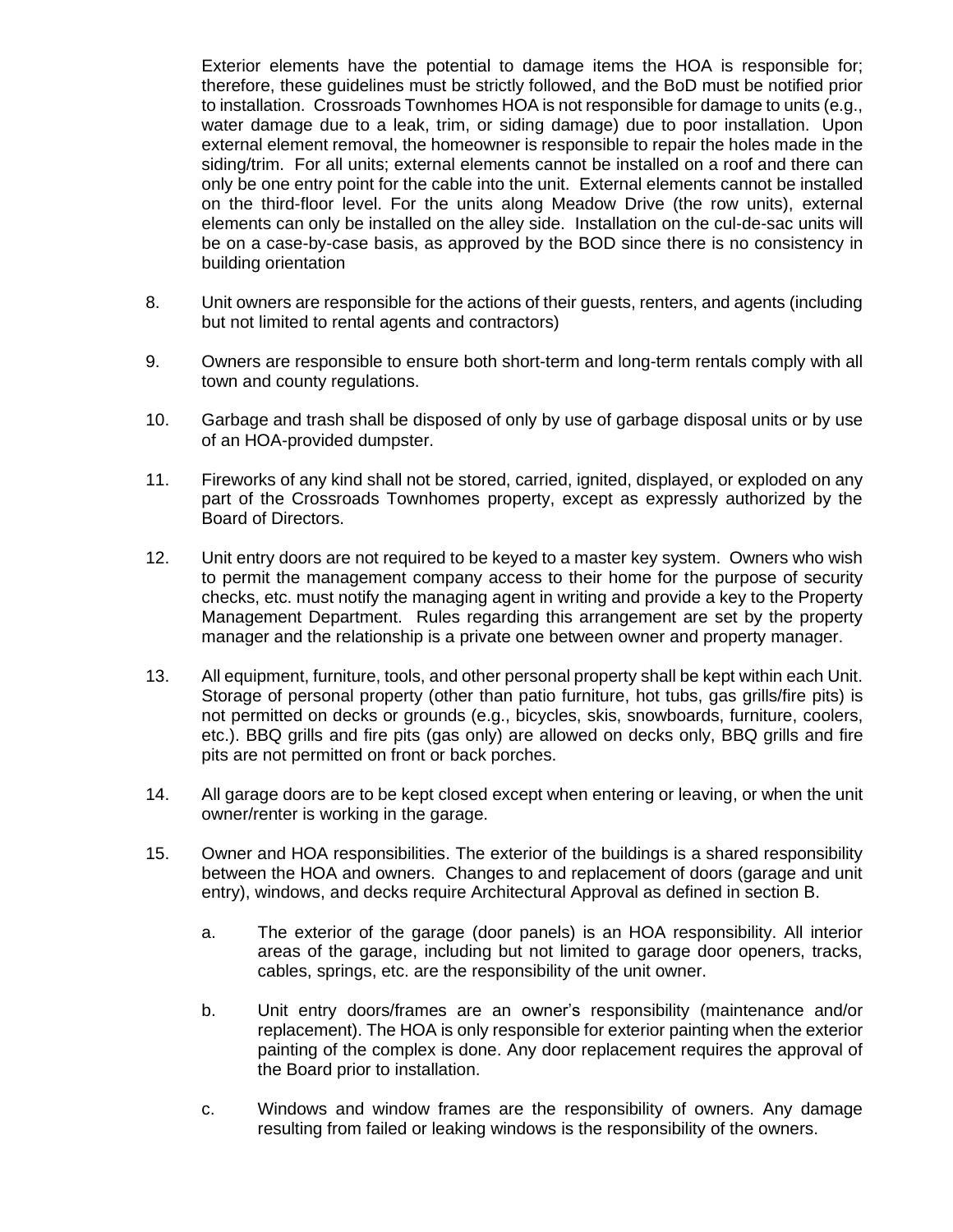Exterior elements have the potential to damage items the HOA is responsible for; therefore, these guidelines must be strictly followed, and the BoD must be notified prior to installation. Crossroads Townhomes HOA is not responsible for damage to units (e.g., water damage due to a leak, trim, or siding damage) due to poor installation. Upon external element removal, the homeowner is responsible to repair the holes made in the siding/trim. For all units; external elements cannot be installed on a roof and there can only be one entry point for the cable into the unit. External elements cannot be installed on the third-floor level. For the units along Meadow Drive (the row units), external elements can only be installed on the alley side. Installation on the cul-de-sac units will be on a case-by-case basis, as approved by the BOD since there is no consistency in building orientation

8. Unit owners are responsible for the actions of their guests, renters, and agents (including but not limited to rental agents and contractors)

9. Owners are responsible to ensure both short-term and long-term rentals comply with all town and county regulations.

10. Garbage and trash shall be disposed of only by use of garbage disposal units or by use of an HOA-provided dumpster.

11. Fireworks of any kind shall not be stored, carried, ignited, displayed, or exploded on any part of the Crossroads Townhomes property, except as expressly authorized by the Board of Directors.

12. Unit entry doors are not required to be keyed to a master key system. Owners who wish to permit the management company access to their home for the purpose of security checks, etc. must notify the managing agent in writing and provide a key to the Property Management Department. Rules regarding this arrangement are set by the property manager and the relationship is a private one between owner and property manager.

13. All equipment, furniture, tools, and other personal property shall be kept within each Unit. Storage of personal property (other than patio furniture, hot tubs, gas grills/fire pits) is not permitted on decks or grounds (e.g., bicycles, skis, snowboards, furniture, coolers, etc.). BBQ grills and fire pits (gas only) are allowed on decks only, BBQ grills and fire pits are not permitted on front or back porches.

14. All garage doors are to be kept closed except when entering or leaving, or when the unit owner/renter is working in the garage.

15. Owner and HOA responsibilities. The exterior of the buildings is a shared responsibility between the HOA and owners. Changes to and replacement of doors (garage and unit entry), windows, and decks require Architectural Approval as defined in section B.

    a. The exterior of the garage (door panels) is an HOA responsibility. All interior areas of the garage, including but not limited to garage door openers, tracks, cables, springs, etc. are the responsibility of the unit owner.

    b. Unit entry doors/frames are an owner's responsibility (maintenance and/or replacement). The HOA is only responsible for exterior painting when the exterior painting of the complex is done. Any door replacement requires the approval of the Board prior to installation.

    c. Windows and window frames are the responsibility of owners. Any damage resulting from failed or leaking windows is the responsibility of the owners.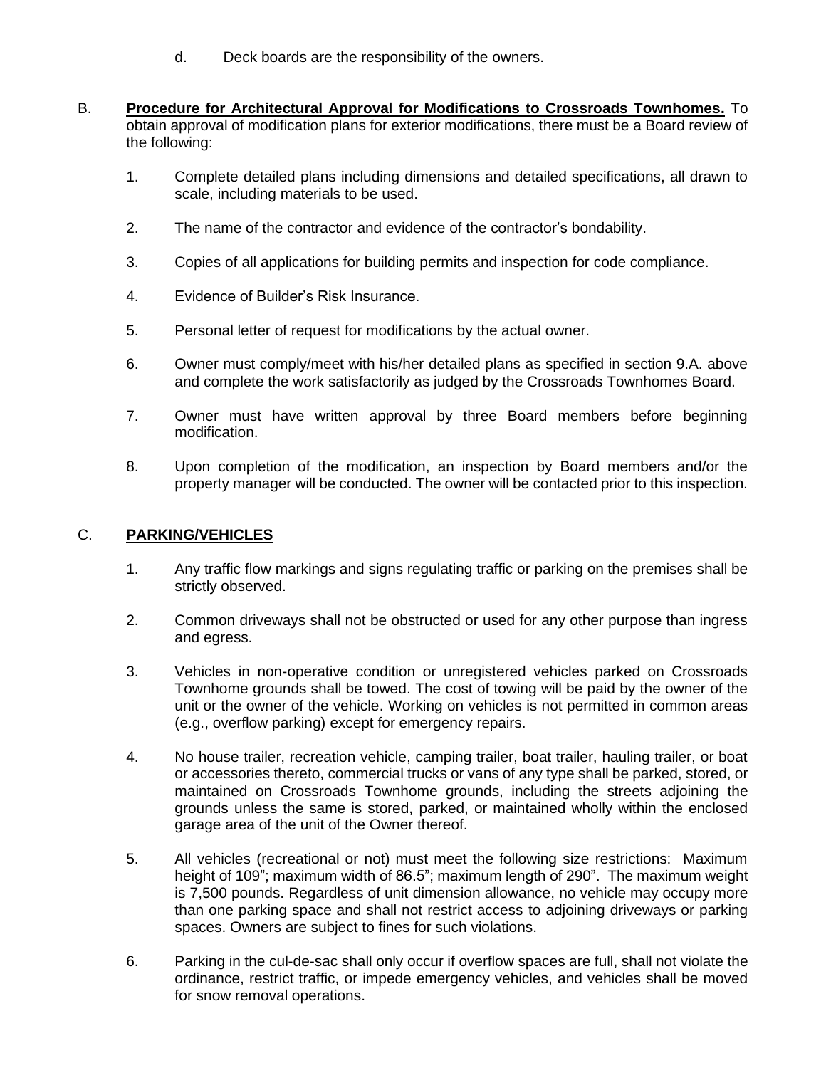d. Deck boards are the responsibility of the owners.

B. **Procedure for Architectural Approval for Modifications to Crossroads Townhomes.** To obtain approval of modification plans for exterior modifications, there must be a Board review of the following:

1. Complete detailed plans including dimensions and detailed specifications, all drawn to scale, including materials to be used.

2. The name of the contractor and evidence of the contractor's bondability.

3. Copies of all applications for building permits and inspection for code compliance.

4. Evidence of Builder's Risk Insurance.

5. Personal letter of request for modifications by the actual owner.

6. Owner must comply/meet with his/her detailed plans as specified in section 9.A. above and complete the work satisfactorily as judged by the Crossroads Townhomes Board.

7. Owner must have written approval by three Board members before beginning modification.

8. Upon completion of the modification, an inspection by Board members and/or the property manager will be conducted. The owner will be contacted prior to this inspection.

C. **PARKING/VEHICLES**

1. Any traffic flow markings and signs regulating traffic or parking on the premises shall be strictly observed.

2. Common driveways shall not be obstructed or used for any other purpose than ingress and egress.

3. Vehicles in non-operative condition or unregistered vehicles parked on Crossroads Townhome grounds shall be towed. The cost of towing will be paid by the owner of the unit or the owner of the vehicle. Working on vehicles is not permitted in common areas (e.g., overflow parking) except for emergency repairs.

4. No house trailer, recreation vehicle, camping trailer, boat trailer, hauling trailer, or boat or accessories thereto, commercial trucks or vans of any type shall be parked, stored, or maintained on Crossroads Townhome grounds, including the streets adjoining the grounds unless the same is stored, parked, or maintained wholly within the enclosed garage area of the unit of the Owner thereof.

5. All vehicles (recreational or not) must meet the following size restrictions: Maximum height of 109"; maximum width of 86.5"; maximum length of 290". The maximum weight is 7,500 pounds. Regardless of unit dimension allowance, no vehicle may occupy more than one parking space and shall not restrict access to adjoining driveways or parking spaces. Owners are subject to fines for such violations.

6. Parking in the cul-de-sac shall only occur if overflow spaces are full, shall not violate the ordinance, restrict traffic, or impede emergency vehicles, and vehicles shall be moved for snow removal operations.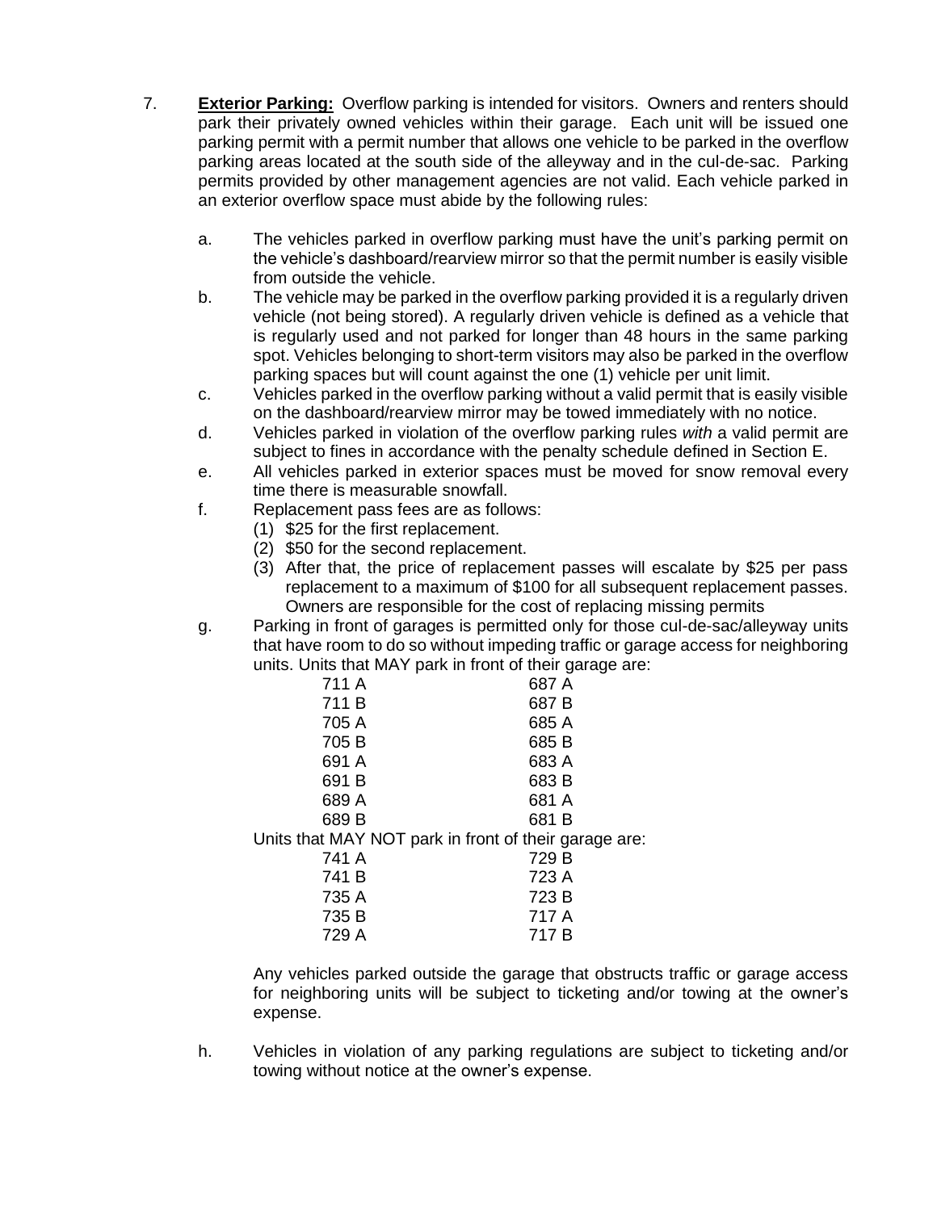7. **Exterior Parking:** Overflow parking is intended for visitors. Owners and renters should park their privately owned vehicles within their garage. Each unit will be issued one parking permit with a permit number that allows one vehicle to be parked in the overflow parking areas located at the south side of the alleyway and in the cul-de-sac. Parking permits provided by other management agencies are not valid. Each vehicle parked in an exterior overflow space must abide by the following rules:

   a. The vehicles parked in overflow parking must have the unit's parking permit on the vehicle's dashboard/rearview mirror so that the permit number is easily visible from outside the vehicle.

   b. The vehicle may be parked in the overflow parking provided it is a regularly driven vehicle (not being stored). A regularly driven vehicle is defined as a vehicle that is regularly used and not parked for longer than 48 hours in the same parking spot. Vehicles belonging to short-term visitors may also be parked in the overflow parking spaces but will count against the one (1) vehicle per unit limit.

   c. Vehicles parked in the overflow parking without a valid permit that is easily visible on the dashboard/rearview mirror may be towed immediately with no notice.

   d. Vehicles parked in violation of the overflow parking rules *with* a valid permit are subject to fines in accordance with the penalty schedule defined in Section E.

   e. All vehicles parked in exterior spaces must be moved for snow removal every time there is measurable snowfall.

   f. Replacement pass fees are as follows:
      (1) $25 for the first replacement.
      (2) $50 for the second replacement.
      (3) After that, the price of replacement passes will escalate by $25 per pass replacement to a maximum of $100 for all subsequent replacement passes. Owners are responsible for the cost of replacing missing permits

   g. Parking in front of garages is permitted only for those cul-de-sac/alleyway units that have room to do so without impeding traffic or garage access for neighboring units. Units that MAY park in front of their garage are:

      | | |
      |---|---|
      | 711 A | 687 A |
      | 711 B | 687 B |
      | 705 A | 685 A |
      | 705 B | 685 B |
      | 691 A | 683 A |
      | 691 B | 683 B |
      | 689 A | 681 A |
      | 689 B | 681 B |

      Units that MAY NOT park in front of their garage are:

      | | |
      |---|---|
      | 741 A | 729 B |
      | 741 B | 723 A |
      | 735 A | 723 B |
      | 735 B | 717 A |
      | 729 A | 717 B |

      Any vehicles parked outside the garage that obstructs traffic or garage access for neighboring units will be subject to ticketing and/or towing at the owner's expense.

   h. Vehicles in violation of any parking regulations are subject to ticketing and/or towing without notice at the owner's expense.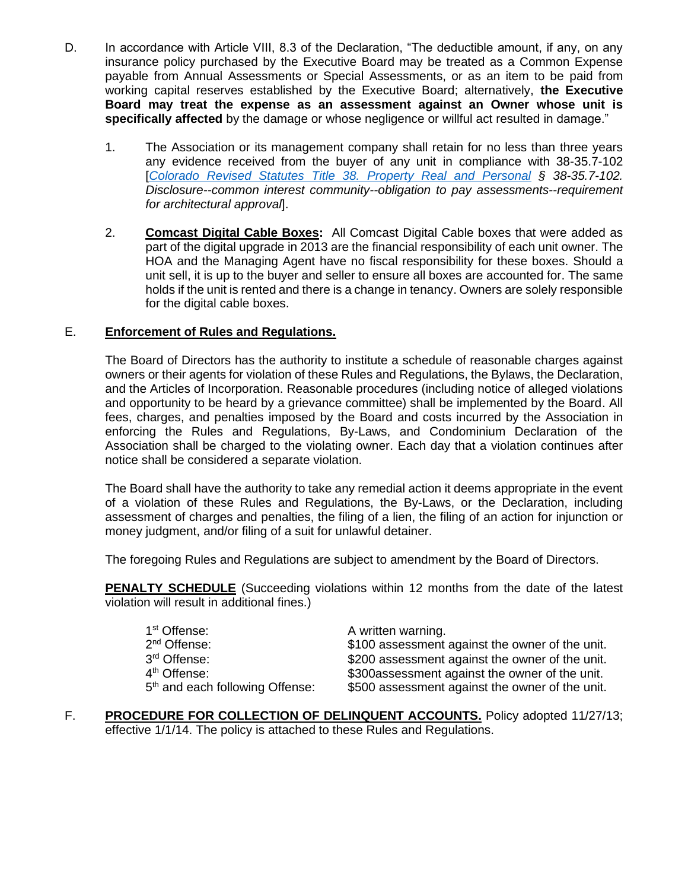D. In accordance with Article VIII, 8.3 of the Declaration, "The deductible amount, if any, on any insurance policy purchased by the Executive Board may be treated as a Common Expense payable from Annual Assessments or Special Assessments, or as an item to be paid from working capital reserves established by the Executive Board; alternatively, **the Executive Board may treat the expense as an assessment against an Owner whose unit is specifically affected** by the damage or whose negligence or willful act resulted in damage."

1. The Association or its management company shall retain for no less than three years any evidence received from the buyer of any unit in compliance with 38-35.7-102 [*Colorado Revised Statutes Title 38. Property Real and Personal § 38-35.7-102. Disclosure--common interest community--obligation to pay assessments--requirement for architectural approval*].

2. **Comcast Digital Cable Boxes:** All Comcast Digital Cable boxes that were added as part of the digital upgrade in 2013 are the financial responsibility of each unit owner. The HOA and the Managing Agent have no fiscal responsibility for these boxes. Should a unit sell, it is up to the buyer and seller to ensure all boxes are accounted for. The same holds if the unit is rented and there is a change in tenancy. Owners are solely responsible for the digital cable boxes.

E. **Enforcement of Rules and Regulations.**

The Board of Directors has the authority to institute a schedule of reasonable charges against owners or their agents for violation of these Rules and Regulations, the Bylaws, the Declaration, and the Articles of Incorporation. Reasonable procedures (including notice of alleged violations and opportunity to be heard by a grievance committee) shall be implemented by the Board. All fees, charges, and penalties imposed by the Board and costs incurred by the Association in enforcing the Rules and Regulations, By-Laws, and Condominium Declaration of the Association shall be charged to the violating owner. Each day that a violation continues after notice shall be considered a separate violation.

The Board shall have the authority to take any remedial action it deems appropriate in the event of a violation of these Rules and Regulations, the By-Laws, or the Declaration, including assessment of charges and penalties, the filing of a lien, the filing of an action for injunction or money judgment, and/or filing of a suit for unlawful detainer.

The foregoing Rules and Regulations are subject to amendment by the Board of Directors.

**PENALTY SCHEDULE** (Succeeding violations within 12 months from the date of the latest violation will result in additional fines.)

| | |
|---|---|
| 1st Offense: | A written warning. |
| 2nd Offense: | $100 assessment against the owner of the unit. |
| 3rd Offense: | $200 assessment against the owner of the unit. |
| 4th Offense: | $300assessment against the owner of the unit. |
| 5th and each following Offense: | $500 assessment against the owner of the unit. |

F. **PROCEDURE FOR COLLECTION OF DELINQUENT ACCOUNTS.** Policy adopted 11/27/13; effective 1/1/14. The policy is attached to these Rules and Regulations.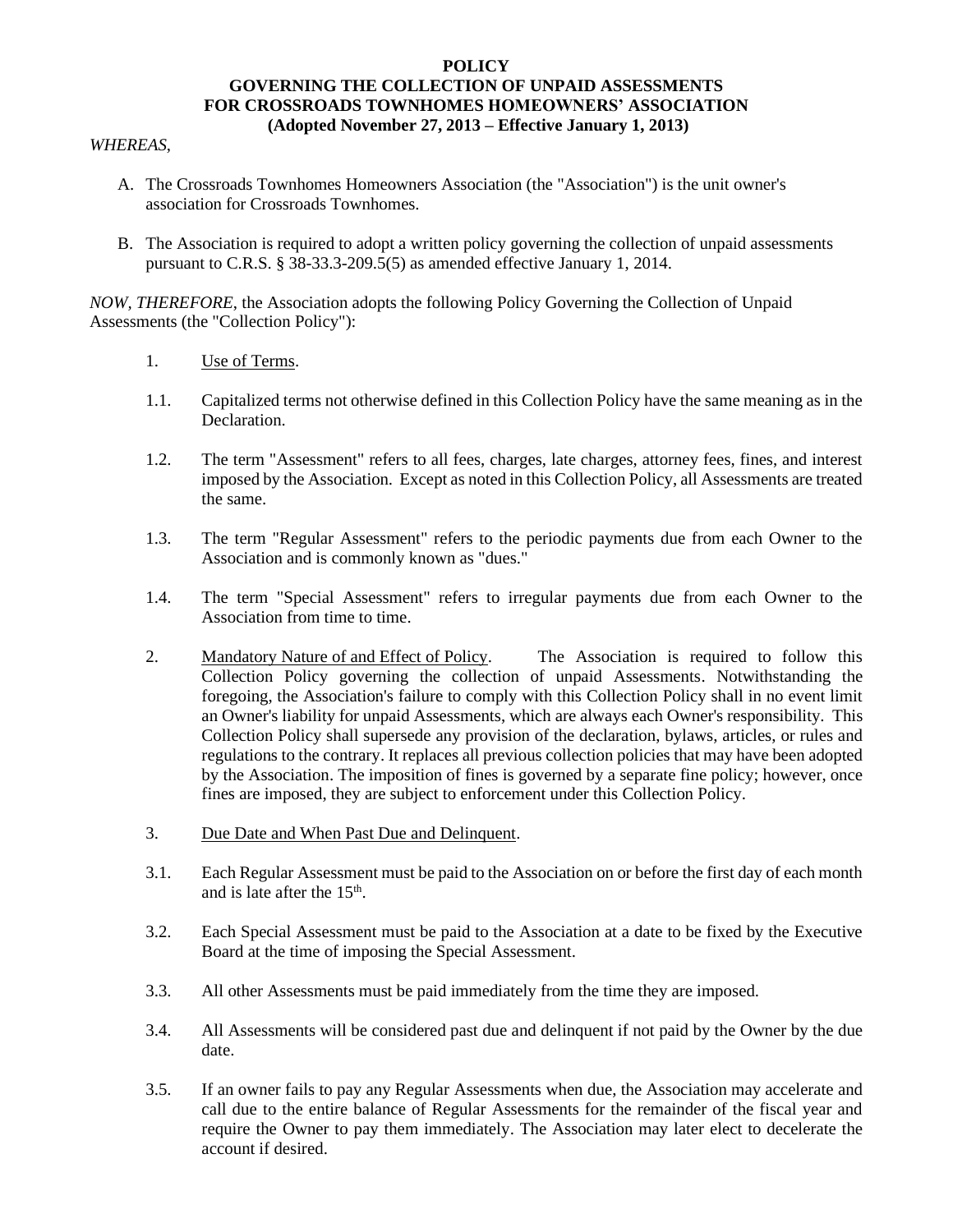**POLICY**
**GOVERNING THE COLLECTION OF UNPAID ASSESSMENTS**
**FOR CROSSROADS TOWNHOMES HOMEOWNERS' ASSOCIATION**
**(Adopted November 27, 2013 – Effective January 1, 2013)**

*WHEREAS*,

A. The Crossroads Townhomes Homeowners Association (the "Association") is the unit owner's association for Crossroads Townhomes.

B. The Association is required to adopt a written policy governing the collection of unpaid assessments pursuant to C.R.S. § 38-33.3-209.5(5) as amended effective January 1, 2014.

*NOW, THEREFORE*, the Association adopts the following Policy Governing the Collection of Unpaid Assessments (the "Collection Policy"):

1. Use of Terms.

1.1. Capitalized terms not otherwise defined in this Collection Policy have the same meaning as in the Declaration.

1.2. The term "Assessment" refers to all fees, charges, late charges, attorney fees, fines, and interest imposed by the Association. Except as noted in this Collection Policy, all Assessments are treated the same.

1.3. The term "Regular Assessment" refers to the periodic payments due from each Owner to the Association and is commonly known as "dues."

1.4. The term "Special Assessment" refers to irregular payments due from each Owner to the Association from time to time.

2. Mandatory Nature of and Effect of Policy. The Association is required to follow this Collection Policy governing the collection of unpaid Assessments. Notwithstanding the foregoing, the Association's failure to comply with this Collection Policy shall in no event limit an Owner's liability for unpaid Assessments, which are always each Owner's responsibility. This Collection Policy shall supersede any provision of the declaration, bylaws, articles, or rules and regulations to the contrary. It replaces all previous collection policies that may have been adopted by the Association. The imposition of fines is governed by a separate fine policy; however, once fines are imposed, they are subject to enforcement under this Collection Policy.

3. Due Date and When Past Due and Delinquent.

3.1. Each Regular Assessment must be paid to the Association on or before the first day of each month and is late after the 15th.

3.2. Each Special Assessment must be paid to the Association at a date to be fixed by the Executive Board at the time of imposing the Special Assessment.

3.3. All other Assessments must be paid immediately from the time they are imposed.

3.4. All Assessments will be considered past due and delinquent if not paid by the Owner by the due date.

3.5. If an owner fails to pay any Regular Assessments when due, the Association may accelerate and call due to the entire balance of Regular Assessments for the remainder of the fiscal year and require the Owner to pay them immediately. The Association may later elect to decelerate the account if desired.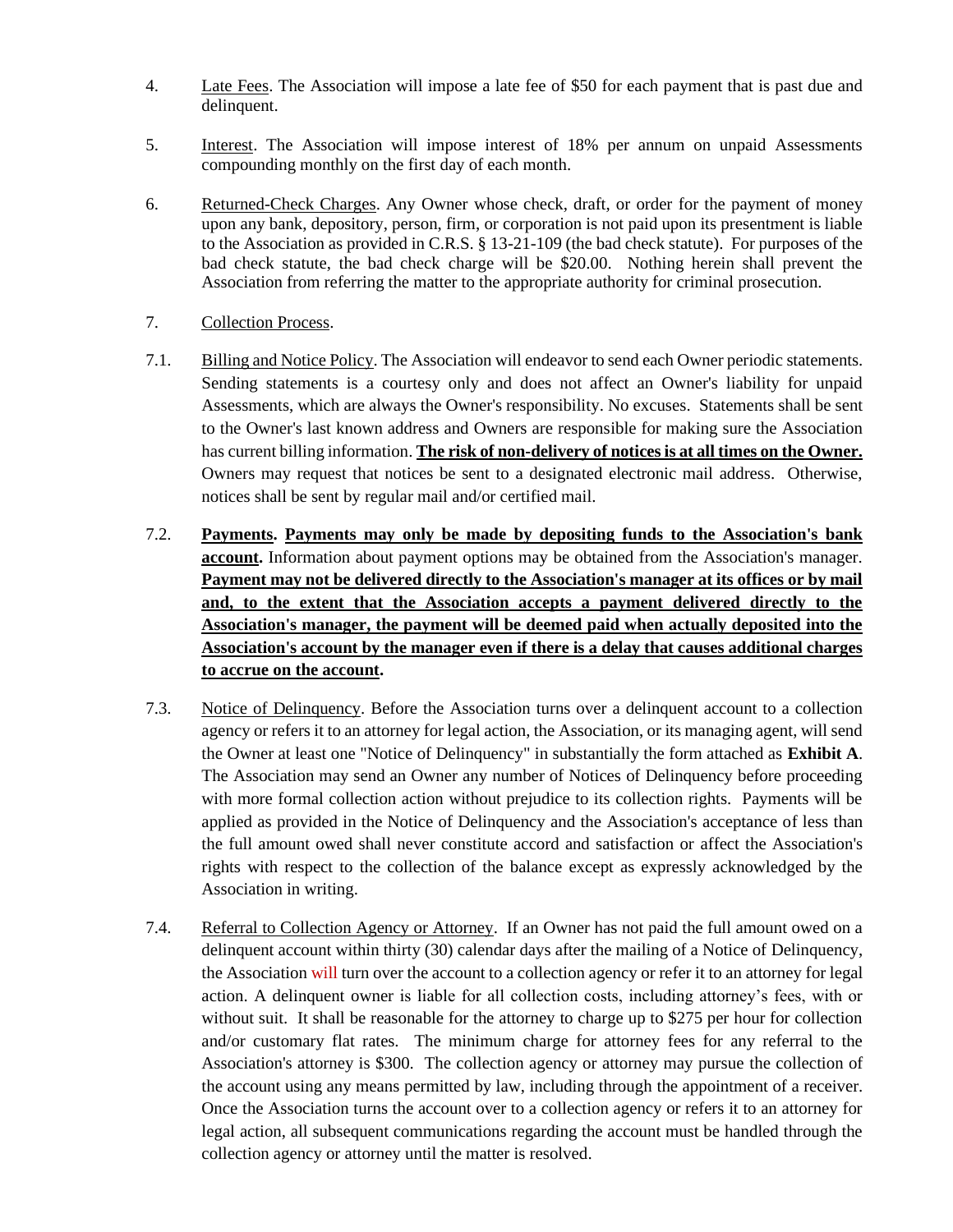4. <u>Late Fees</u>. The Association will impose a late fee of $50 for each payment that is past due and delinquent.

5. <u>Interest</u>. The Association will impose interest of 18% per annum on unpaid Assessments compounding monthly on the first day of each month.

6. <u>Returned-Check Charges</u>. Any Owner whose check, draft, or order for the payment of money upon any bank, depository, person, firm, or corporation is not paid upon its presentment is liable to the Association as provided in C.R.S. § 13-21-109 (the bad check statute). For purposes of the bad check statute, the bad check charge will be $20.00. Nothing herein shall prevent the Association from referring the matter to the appropriate authority for criminal prosecution.

7. <u>Collection Process</u>.

7.1. <u>Billing and Notice Policy</u>. The Association will endeavor to send each Owner periodic statements. Sending statements is a courtesy only and does not affect an Owner's liability for unpaid Assessments, which are always the Owner's responsibility. No excuses. Statements shall be sent to the Owner's last known address and Owners are responsible for making sure the Association has current billing information. **<u>The risk of non-delivery of notices is at all times on the Owner.</u>** Owners may request that notices be sent to a designated electronic mail address. Otherwise, notices shall be sent by regular mail and/or certified mail.

7.2. **<u>Payments</u>. <u>Payments may only be made by depositing funds to the Association's bank account</u>.** Information about payment options may be obtained from the Association's manager. **<u>Payment may not be delivered directly to the Association's manager at its offices or by mail and, to the extent that the Association accepts a payment delivered directly to the Association's manager, the payment will be deemed paid when actually deposited into the Association's account by the manager even if there is a delay that causes additional charges to accrue on the account</u>.**

7.3. <u>Notice of Delinquency</u>. Before the Association turns over a delinquent account to a collection agency or refers it to an attorney for legal action, the Association, or its managing agent, will send the Owner at least one "Notice of Delinquency" in substantially the form attached as **Exhibit A**. The Association may send an Owner any number of Notices of Delinquency before proceeding with more formal collection action without prejudice to its collection rights. Payments will be applied as provided in the Notice of Delinquency and the Association's acceptance of less than the full amount owed shall never constitute accord and satisfaction or affect the Association's rights with respect to the collection of the balance except as expressly acknowledged by the Association in writing.

7.4. <u>Referral to Collection Agency or Attorney</u>. If an Owner has not paid the full amount owed on a delinquent account within thirty (30) calendar days after the mailing of a Notice of Delinquency, the Association will turn over the account to a collection agency or refer it to an attorney for legal action. A delinquent owner is liable for all collection costs, including attorney's fees, with or without suit. It shall be reasonable for the attorney to charge up to $275 per hour for collection and/or customary flat rates. The minimum charge for attorney fees for any referral to the Association's attorney is $300. The collection agency or attorney may pursue the collection of the account using any means permitted by law, including through the appointment of a receiver. Once the Association turns the account over to a collection agency or refers it to an attorney for legal action, all subsequent communications regarding the account must be handled through the collection agency or attorney until the matter is resolved.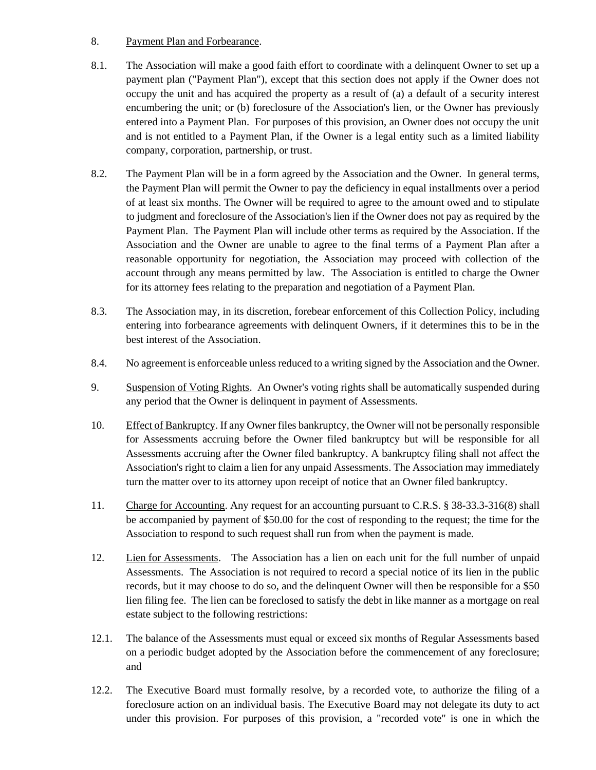8. <u>Payment Plan and Forbearance</u>.

8.1. The Association will make a good faith effort to coordinate with a delinquent Owner to set up a payment plan ("Payment Plan"), except that this section does not apply if the Owner does not occupy the unit and has acquired the property as a result of (a) a default of a security interest encumbering the unit; or (b) foreclosure of the Association's lien, or the Owner has previously entered into a Payment Plan. For purposes of this provision, an Owner does not occupy the unit and is not entitled to a Payment Plan, if the Owner is a legal entity such as a limited liability company, corporation, partnership, or trust.

8.2. The Payment Plan will be in a form agreed by the Association and the Owner. In general terms, the Payment Plan will permit the Owner to pay the deficiency in equal installments over a period of at least six months. The Owner will be required to agree to the amount owed and to stipulate to judgment and foreclosure of the Association's lien if the Owner does not pay as required by the Payment Plan. The Payment Plan will include other terms as required by the Association. If the Association and the Owner are unable to agree to the final terms of a Payment Plan after a reasonable opportunity for negotiation, the Association may proceed with collection of the account through any means permitted by law. The Association is entitled to charge the Owner for its attorney fees relating to the preparation and negotiation of a Payment Plan.

8.3. The Association may, in its discretion, forebear enforcement of this Collection Policy, including entering into forbearance agreements with delinquent Owners, if it determines this to be in the best interest of the Association.

8.4. No agreement is enforceable unless reduced to a writing signed by the Association and the Owner.

9. <u>Suspension of Voting Rights</u>. An Owner's voting rights shall be automatically suspended during any period that the Owner is delinquent in payment of Assessments.

10. <u>Effect of Bankruptcy</u>. If any Owner files bankruptcy, the Owner will not be personally responsible for Assessments accruing before the Owner filed bankruptcy but will be responsible for all Assessments accruing after the Owner filed bankruptcy. A bankruptcy filing shall not affect the Association's right to claim a lien for any unpaid Assessments. The Association may immediately turn the matter over to its attorney upon receipt of notice that an Owner filed bankruptcy.

11. <u>Charge for Accounting</u>. Any request for an accounting pursuant to C.R.S. § 38-33.3-316(8) shall be accompanied by payment of $50.00 for the cost of responding to the request; the time for the Association to respond to such request shall run from when the payment is made.

12. <u>Lien for Assessments</u>. The Association has a lien on each unit for the full number of unpaid Assessments. The Association is not required to record a special notice of its lien in the public records, but it may choose to do so, and the delinquent Owner will then be responsible for a $50 lien filing fee. The lien can be foreclosed to satisfy the debt in like manner as a mortgage on real estate subject to the following restrictions:

12.1. The balance of the Assessments must equal or exceed six months of Regular Assessments based on a periodic budget adopted by the Association before the commencement of any foreclosure; and

12.2. The Executive Board must formally resolve, by a recorded vote, to authorize the filing of a foreclosure action on an individual basis. The Executive Board may not delegate its duty to act under this provision. For purposes of this provision, a "recorded vote" is one in which the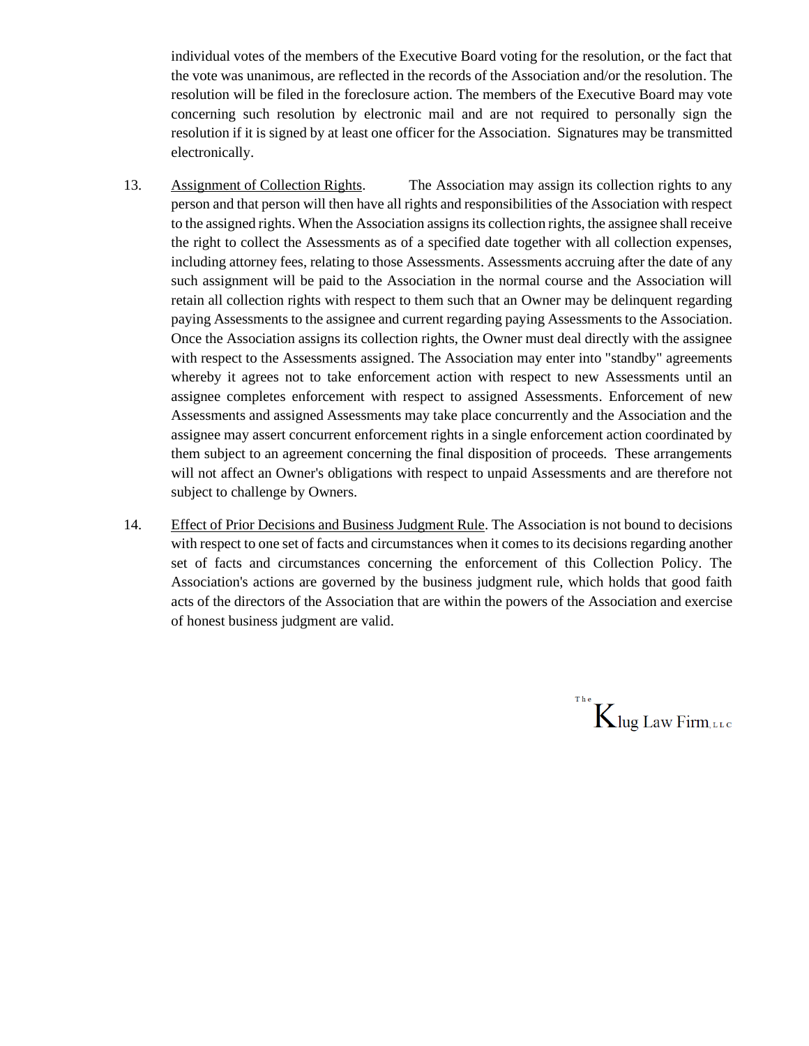individual votes of the members of the Executive Board voting for the resolution, or the fact that the vote was unanimous, are reflected in the records of the Association and/or the resolution. The resolution will be filed in the foreclosure action. The members of the Executive Board may vote concerning such resolution by electronic mail and are not required to personally sign the resolution if it is signed by at least one officer for the Association. Signatures may be transmitted electronically.

13. Assignment of Collection Rights. The Association may assign its collection rights to any person and that person will then have all rights and responsibilities of the Association with respect to the assigned rights. When the Association assigns its collection rights, the assignee shall receive the right to collect the Assessments as of a specified date together with all collection expenses, including attorney fees, relating to those Assessments. Assessments accruing after the date of any such assignment will be paid to the Association in the normal course and the Association will retain all collection rights with respect to them such that an Owner may be delinquent regarding paying Assessments to the assignee and current regarding paying Assessments to the Association. Once the Association assigns its collection rights, the Owner must deal directly with the assignee with respect to the Assessments assigned. The Association may enter into "standby" agreements whereby it agrees not to take enforcement action with respect to new Assessments until an assignee completes enforcement with respect to assigned Assessments. Enforcement of new Assessments and assigned Assessments may take place concurrently and the Association and the assignee may assert concurrent enforcement rights in a single enforcement action coordinated by them subject to an agreement concerning the final disposition of proceeds. These arrangements will not affect an Owner's obligations with respect to unpaid Assessments and are therefore not subject to challenge by Owners.

14. Effect of Prior Decisions and Business Judgment Rule. The Association is not bound to decisions with respect to one set of facts and circumstances when it comes to its decisions regarding another set of facts and circumstances concerning the enforcement of this Collection Policy. The Association's actions are governed by the business judgment rule, which holds that good faith acts of the directors of the Association that are within the powers of the Association and exercise of honest business judgment are valid.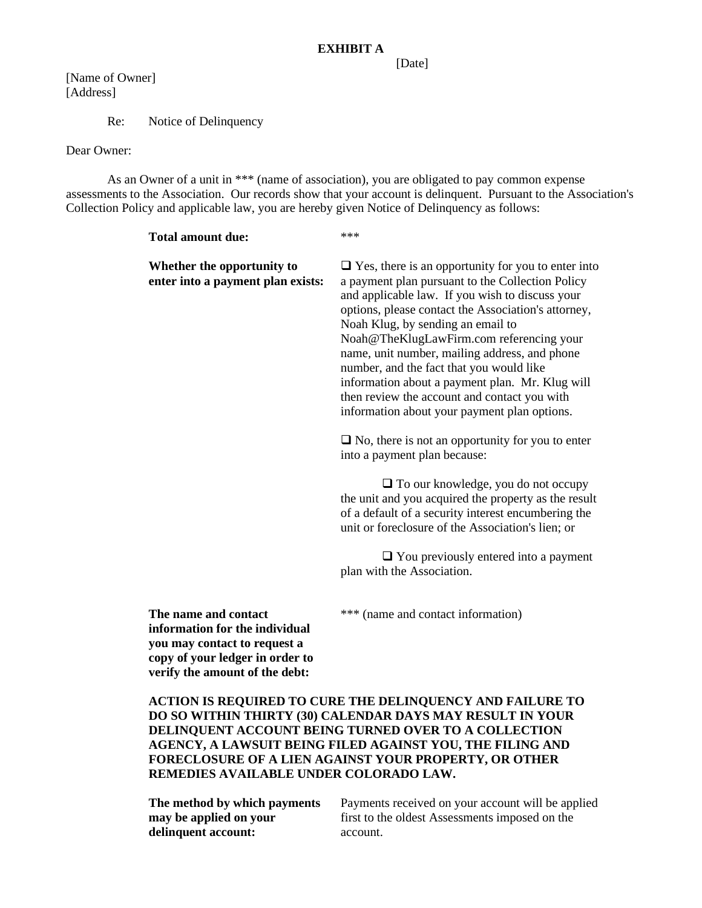**EXHIBIT A**

[Date]

[Name of Owner]
[Address]

Re: Notice of Delinquency

Dear Owner:

As an Owner of a unit in *** (name of association), you are obligated to pay common expense assessments to the Association. Our records show that your account is delinquent. Pursuant to the Association's Collection Policy and applicable law, you are hereby given Notice of Delinquency as follows:

| | |
|---|---|
| **Total amount due:** | *** |
| **Whether the opportunity to enter into a payment plan exists:** | ❑ Yes, there is an opportunity for you to enter into a payment plan pursuant to the Collection Policy and applicable law. If you wish to discuss your options, please contact the Association's attorney, Noah Klug, by sending an email to Noah@TheKlugLawFirm.com referencing your name, unit number, mailing address, and phone number, and the fact that you would like information about a payment plan. Mr. Klug will then review the account and contact you with information about your payment plan options.<br><br>❑ No, there is not an opportunity for you to enter into a payment plan because:<br><br>❑ To our knowledge, you do not occupy the unit and you acquired the property as the result of a default of a security interest encumbering the unit or foreclosure of the Association's lien; or<br><br>❑ You previously entered into a payment plan with the Association. |
| **The name and contact information for the individual you may contact to request a copy of your ledger in order to verify the amount of the debt:** | *** (name and contact information) |

**ACTION IS REQUIRED TO CURE THE DELINQUENCY AND FAILURE TO DO SO WITHIN THIRTY (30) CALENDAR DAYS MAY RESULT IN YOUR DELINQUENT ACCOUNT BEING TURNED OVER TO A COLLECTION AGENCY, A LAWSUIT BEING FILED AGAINST YOU, THE FILING AND FORECLOSURE OF A LIEN AGAINST YOUR PROPERTY, OR OTHER REMEDIES AVAILABLE UNDER COLORADO LAW.**

| | |
|---|---|
| **The method by which payments may be applied on your delinquent account:** | Payments received on your account will be applied first to the oldest Assessments imposed on the account. |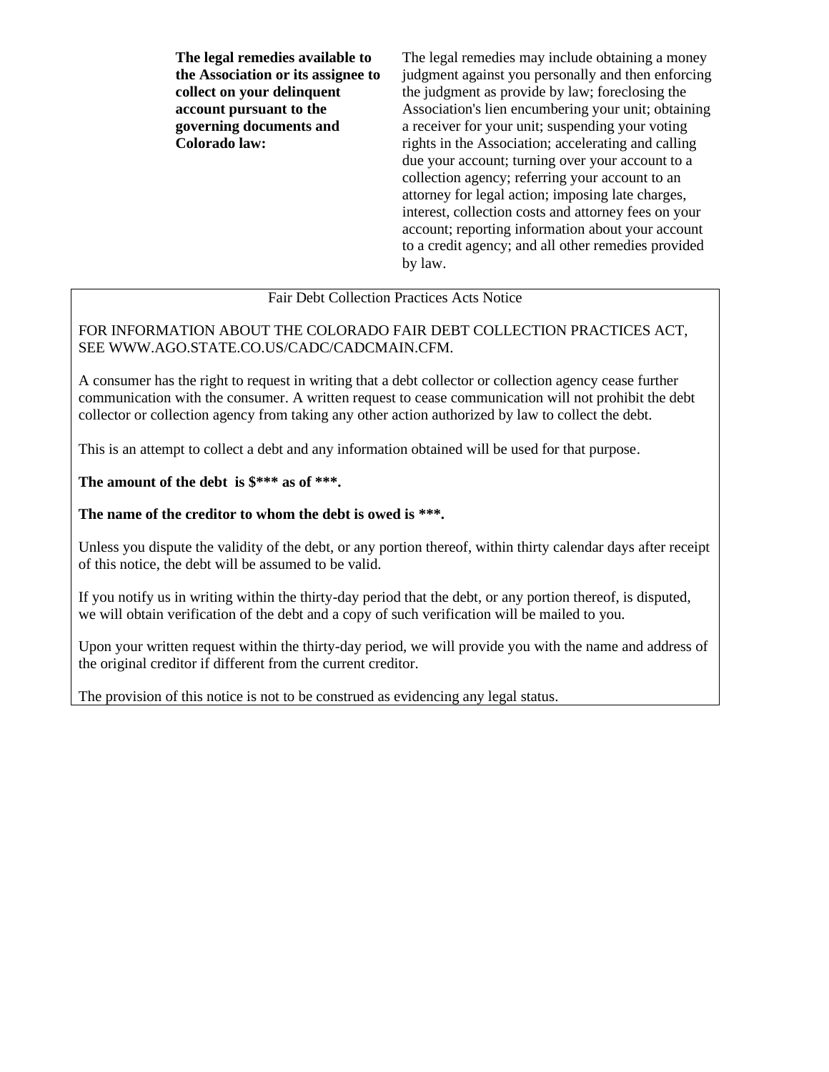| | |
|---|---|
| **The legal remedies available to the Association or its assignee to collect on your delinquent account pursuant to the governing documents and Colorado law:** | The legal remedies may include obtaining a money judgment against you personally and then enforcing the judgment as provide by law; foreclosing the Association's lien encumbering your unit; obtaining a receiver for your unit; suspending your voting rights in the Association; accelerating and calling due your account; turning over your account to a collection agency; referring your account to an attorney for legal action; imposing late charges, interest, collection costs and attorney fees on your account; reporting information about your account to a credit agency; and all other remedies provided by law. |

Fair Debt Collection Practices Acts Notice

FOR INFORMATION ABOUT THE COLORADO FAIR DEBT COLLECTION PRACTICES ACT, SEE WWW.AGO.STATE.CO.US/CADC/CADCMAIN.CFM.

A consumer has the right to request in writing that a debt collector or collection agency cease further communication with the consumer. A written request to cease communication will not prohibit the debt collector or collection agency from taking any other action authorized by law to collect the debt.

This is an attempt to collect a debt and any information obtained will be used for that purpose.

**The amount of the debt is $*** as of ***.**

**The name of the creditor to whom the debt is owed is ***.**

Unless you dispute the validity of the debt, or any portion thereof, within thirty calendar days after receipt of this notice, the debt will be assumed to be valid.

If you notify us in writing within the thirty-day period that the debt, or any portion thereof, is disputed, we will obtain verification of the debt and a copy of such verification will be mailed to you.

Upon your written request within the thirty-day period, we will provide you with the name and address of the original creditor if different from the current creditor.

The provision of this notice is not to be construed as evidencing any legal status.